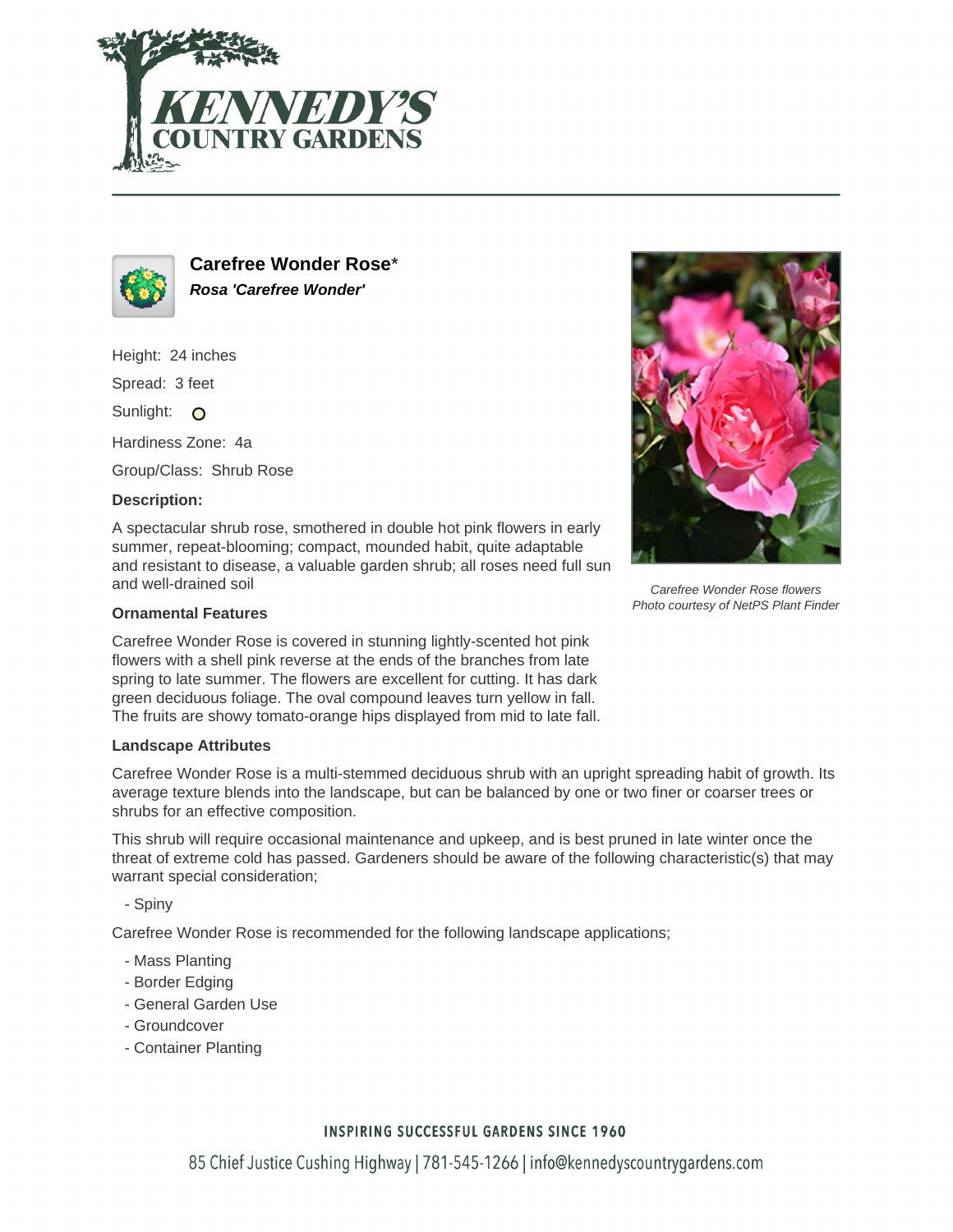# Carefree Wonder Rose*

***Rosa 'Carefree Wonder'***

Height: 24 inches

Spread: 3 feet

Sunlight: ○

Hardiness Zone: 4a

Group/Class: Shrub Rose

**Description:**

A spectacular shrub rose, smothered in double hot pink flowers in early summer, repeat-blooming; compact, mounded habit, quite adaptable and resistant to disease, a valuable garden shrub; all roses need full sun and well-drained soil

*Carefree Wonder Rose flowers*
*Photo courtesy of NetPS Plant Finder*

### Ornamental Features

Carefree Wonder Rose is covered in stunning lightly-scented hot pink flowers with a shell pink reverse at the ends of the branches from late spring to late summer. The flowers are excellent for cutting. It has dark green deciduous foliage. The oval compound leaves turn yellow in fall. The fruits are showy tomato-orange hips displayed from mid to late fall.

### Landscape Attributes

Carefree Wonder Rose is a multi-stemmed deciduous shrub with an upright spreading habit of growth. Its average texture blends into the landscape, but can be balanced by one or two finer or coarser trees or shrubs for an effective composition.

This shrub will require occasional maintenance and upkeep, and is best pruned in late winter once the threat of extreme cold has passed. Gardeners should be aware of the following characteristic(s) that may warrant special consideration;

- Spiny

Carefree Wonder Rose is recommended for the following landscape applications;

- Mass Planting
- Border Edging
- General Garden Use
- Groundcover
- Container Planting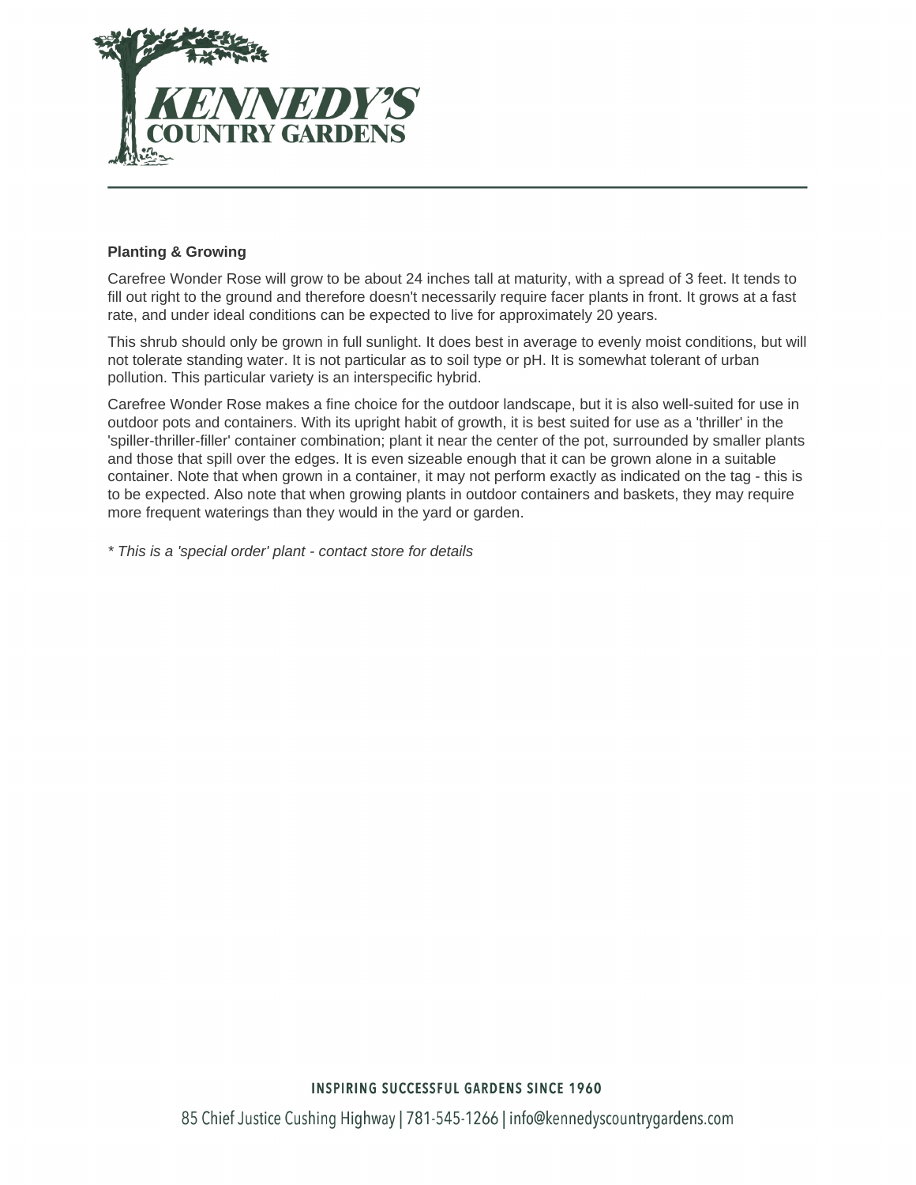**Planting & Growing**

Carefree Wonder Rose will grow to be about 24 inches tall at maturity, with a spread of 3 feet. It tends to fill out right to the ground and therefore doesn't necessarily require facer plants in front. It grows at a fast rate, and under ideal conditions can be expected to live for approximately 20 years.

This shrub should only be grown in full sunlight. It does best in average to evenly moist conditions, but will not tolerate standing water. It is not particular as to soil type or pH. It is somewhat tolerant of urban pollution. This particular variety is an interspecific hybrid.

Carefree Wonder Rose makes a fine choice for the outdoor landscape, but it is also well-suited for use in outdoor pots and containers. With its upright habit of growth, it is best suited for use as a 'thriller' in the 'spiller-thriller-filler' container combination; plant it near the center of the pot, surrounded by smaller plants and those that spill over the edges. It is even sizeable enough that it can be grown alone in a suitable container. Note that when grown in a container, it may not perform exactly as indicated on the tag - this is to be expected. Also note that when growing plants in outdoor containers and baskets, they may require more frequent waterings than they would in the yard or garden.

*\* This is a 'special order' plant - contact store for details*